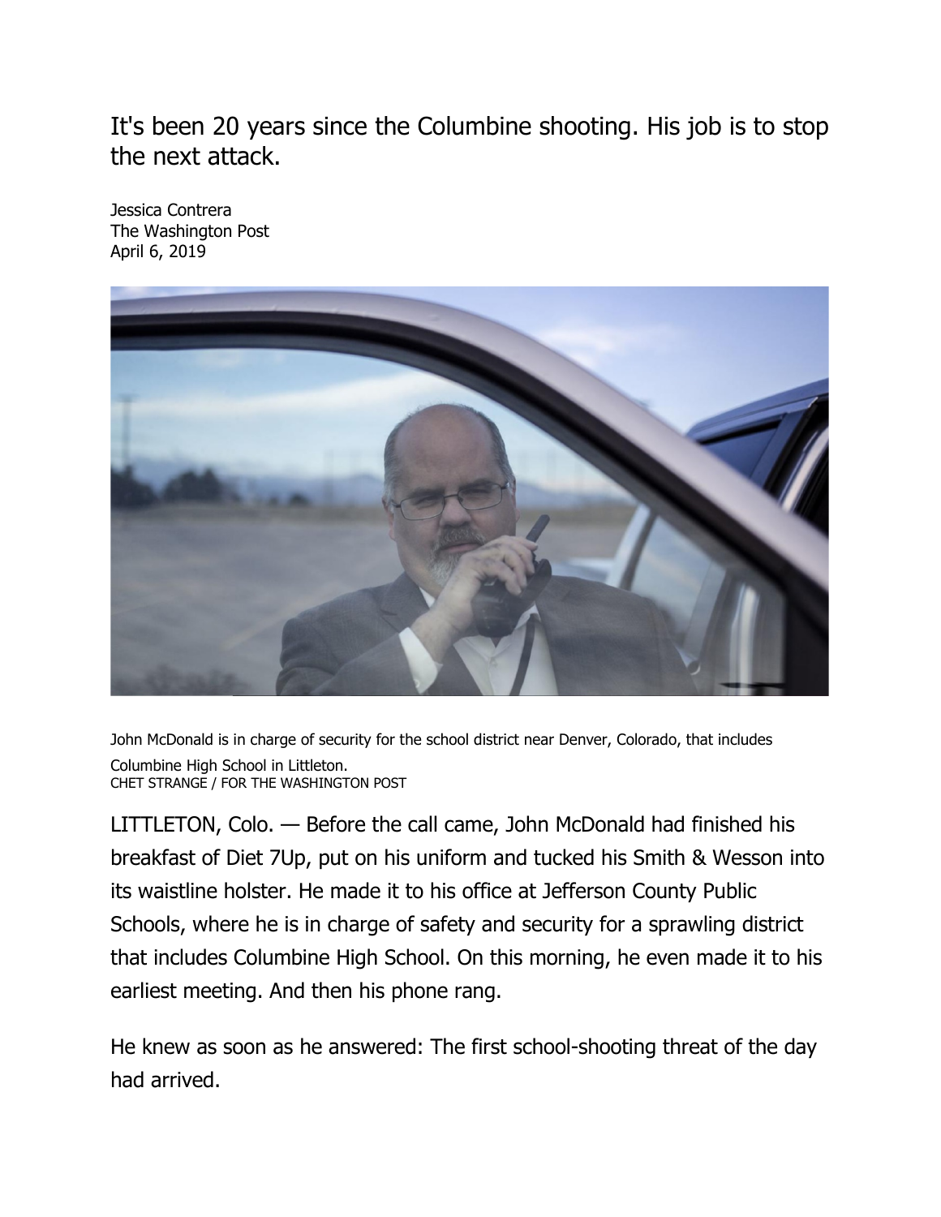# It's been 20 years since the Columbine shooting. His job is to stop the next attack.

Jessica Contrera
The Washington Post
April 6, 2019

John McDonald is in charge of security for the school district near Denver, Colorado, that includes Columbine High School in Littleton.
CHET STRANGE / FOR THE WASHINGTON POST

LITTLETON, Colo. — Before the call came, John McDonald had finished his breakfast of Diet 7Up, put on his uniform and tucked his Smith & Wesson into its waistline holster. He made it to his office at Jefferson County Public Schools, where he is in charge of safety and security for a sprawling district that includes Columbine High School. On this morning, he even made it to his earliest meeting. And then his phone rang.

He knew as soon as he answered: The first school-shooting threat of the day had arrived.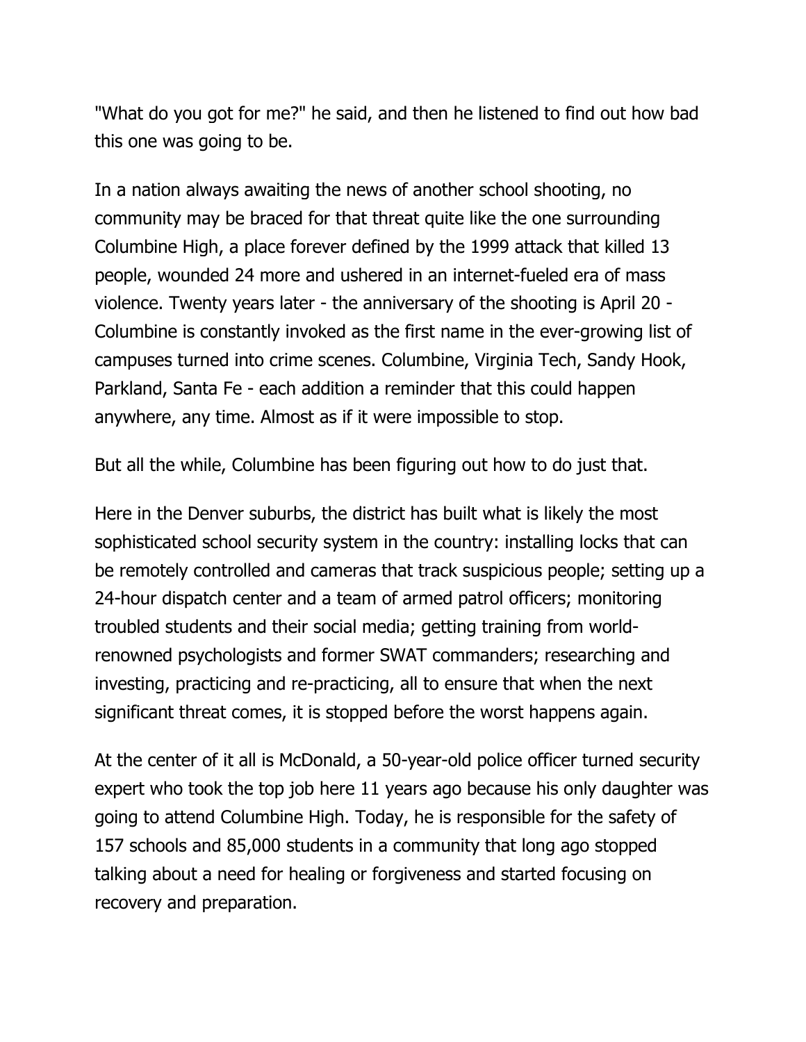"What do you got for me?" he said, and then he listened to find out how bad this one was going to be.

In a nation always awaiting the news of another school shooting, no community may be braced for that threat quite like the one surrounding Columbine High, a place forever defined by the 1999 attack that killed 13 people, wounded 24 more and ushered in an internet-fueled era of mass violence. Twenty years later - the anniversary of the shooting is April 20 - Columbine is constantly invoked as the first name in the ever-growing list of campuses turned into crime scenes. Columbine, Virginia Tech, Sandy Hook, Parkland, Santa Fe - each addition a reminder that this could happen anywhere, any time. Almost as if it were impossible to stop.

But all the while, Columbine has been figuring out how to do just that.

Here in the Denver suburbs, the district has built what is likely the most sophisticated school security system in the country: installing locks that can be remotely controlled and cameras that track suspicious people; setting up a 24-hour dispatch center and a team of armed patrol officers; monitoring troubled students and their social media; getting training from world-renowned psychologists and former SWAT commanders; researching and investing, practicing and re-practicing, all to ensure that when the next significant threat comes, it is stopped before the worst happens again.

At the center of it all is McDonald, a 50-year-old police officer turned security expert who took the top job here 11 years ago because his only daughter was going to attend Columbine High. Today, he is responsible for the safety of 157 schools and 85,000 students in a community that long ago stopped talking about a need for healing or forgiveness and started focusing on recovery and preparation.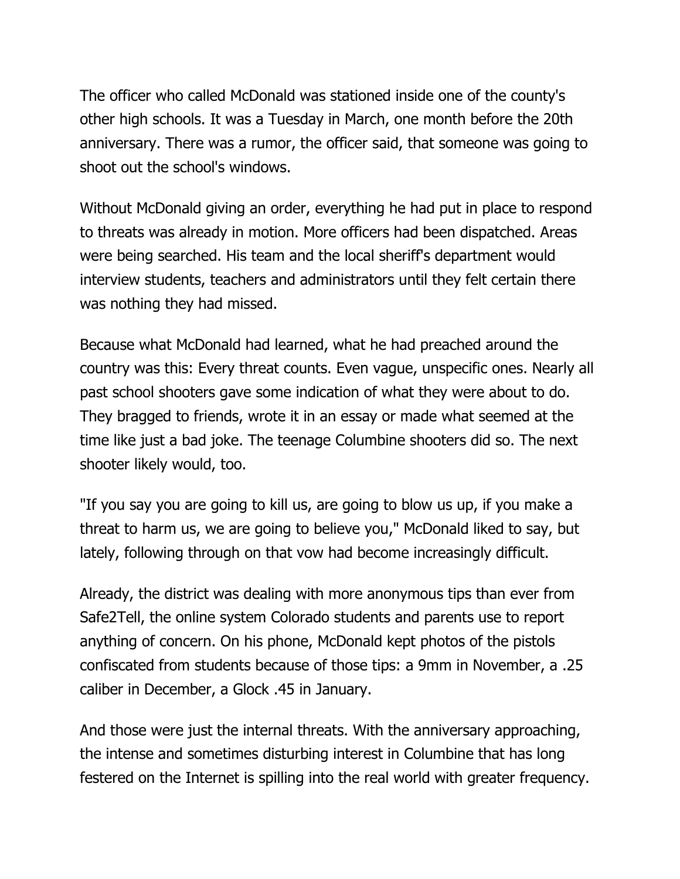The officer who called McDonald was stationed inside one of the county's other high schools. It was a Tuesday in March, one month before the 20th anniversary. There was a rumor, the officer said, that someone was going to shoot out the school's windows.

Without McDonald giving an order, everything he had put in place to respond to threats was already in motion. More officers had been dispatched. Areas were being searched. His team and the local sheriff's department would interview students, teachers and administrators until they felt certain there was nothing they had missed.

Because what McDonald had learned, what he had preached around the country was this: Every threat counts. Even vague, unspecific ones. Nearly all past school shooters gave some indication of what they were about to do. They bragged to friends, wrote it in an essay or made what seemed at the time like just a bad joke. The teenage Columbine shooters did so. The next shooter likely would, too.

"If you say you are going to kill us, are going to blow us up, if you make a threat to harm us, we are going to believe you," McDonald liked to say, but lately, following through on that vow had become increasingly difficult.

Already, the district was dealing with more anonymous tips than ever from Safe2Tell, the online system Colorado students and parents use to report anything of concern. On his phone, McDonald kept photos of the pistols confiscated from students because of those tips: a 9mm in November, a .25 caliber in December, a Glock .45 in January.

And those were just the internal threats. With the anniversary approaching, the intense and sometimes disturbing interest in Columbine that has long festered on the Internet is spilling into the real world with greater frequency.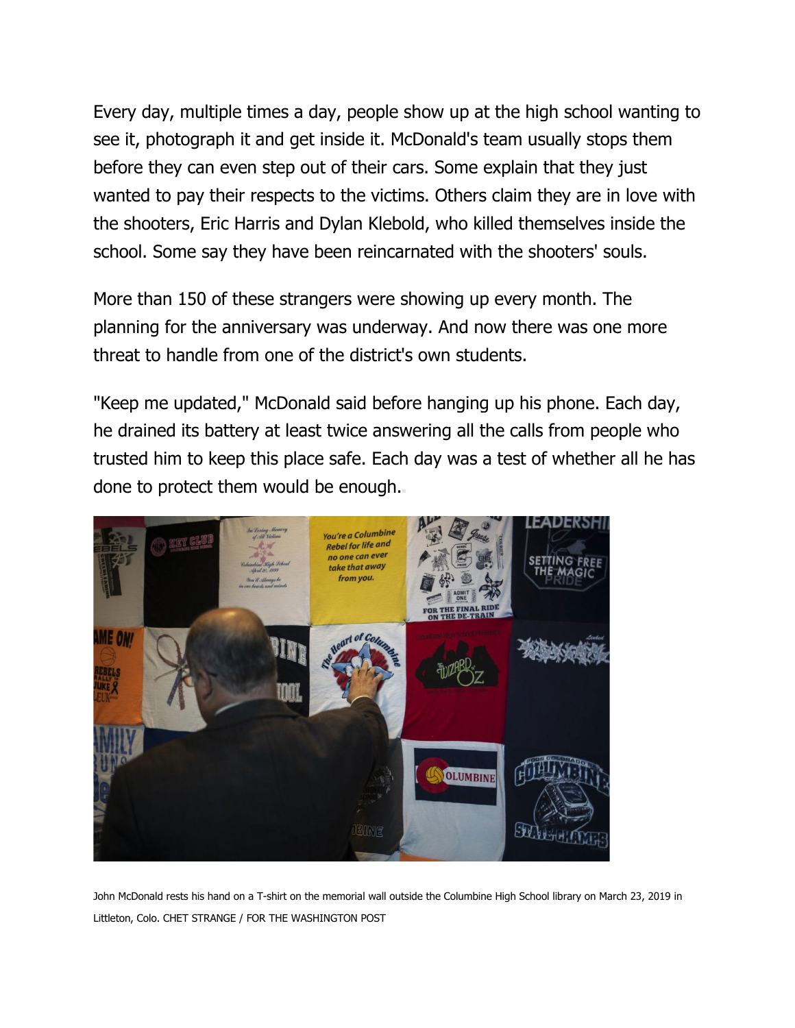Every day, multiple times a day, people show up at the high school wanting to see it, photograph it and get inside it. McDonald's team usually stops them before they can even step out of their cars. Some explain that they just wanted to pay their respects to the victims. Others claim they are in love with the shooters, Eric Harris and Dylan Klebold, who killed themselves inside the school. Some say they have been reincarnated with the shooters' souls.

More than 150 of these strangers were showing up every month. The planning for the anniversary was underway. And now there was one more threat to handle from one of the district's own students.

"Keep me updated," McDonald said before hanging up his phone. Each day, he drained its battery at least twice answering all the calls from people who trusted him to keep this place safe. Each day was a test of whether all he has done to protect them would be enough.

John McDonald rests his hand on a T-shirt on the memorial wall outside the Columbine High School library on March 23, 2019 in Littleton, Colo. CHET STRANGE / FOR THE WASHINGTON POST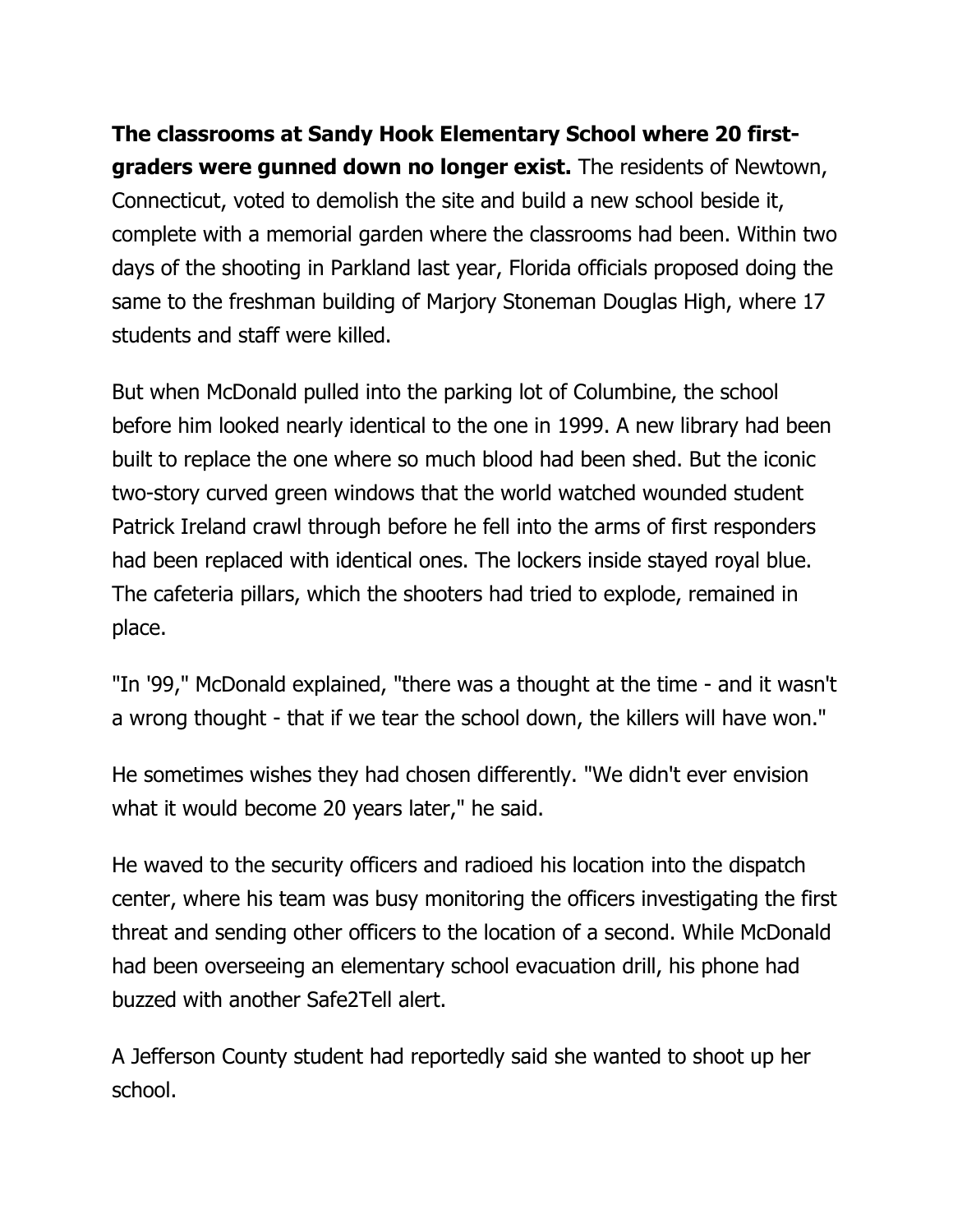**The classrooms at Sandy Hook Elementary School where 20 first-graders were gunned down no longer exist.** The residents of Newtown, Connecticut, voted to demolish the site and build a new school beside it, complete with a memorial garden where the classrooms had been. Within two days of the shooting in Parkland last year, Florida officials proposed doing the same to the freshman building of Marjory Stoneman Douglas High, where 17 students and staff were killed.

But when McDonald pulled into the parking lot of Columbine, the school before him looked nearly identical to the one in 1999. A new library had been built to replace the one where so much blood had been shed. But the iconic two-story curved green windows that the world watched wounded student Patrick Ireland crawl through before he fell into the arms of first responders had been replaced with identical ones. The lockers inside stayed royal blue. The cafeteria pillars, which the shooters had tried to explode, remained in place.

"In '99," McDonald explained, "there was a thought at the time - and it wasn't a wrong thought - that if we tear the school down, the killers will have won."

He sometimes wishes they had chosen differently. "We didn't ever envision what it would become 20 years later," he said.

He waved to the security officers and radioed his location into the dispatch center, where his team was busy monitoring the officers investigating the first threat and sending other officers to the location of a second. While McDonald had been overseeing an elementary school evacuation drill, his phone had buzzed with another Safe2Tell alert.

A Jefferson County student had reportedly said she wanted to shoot up her school.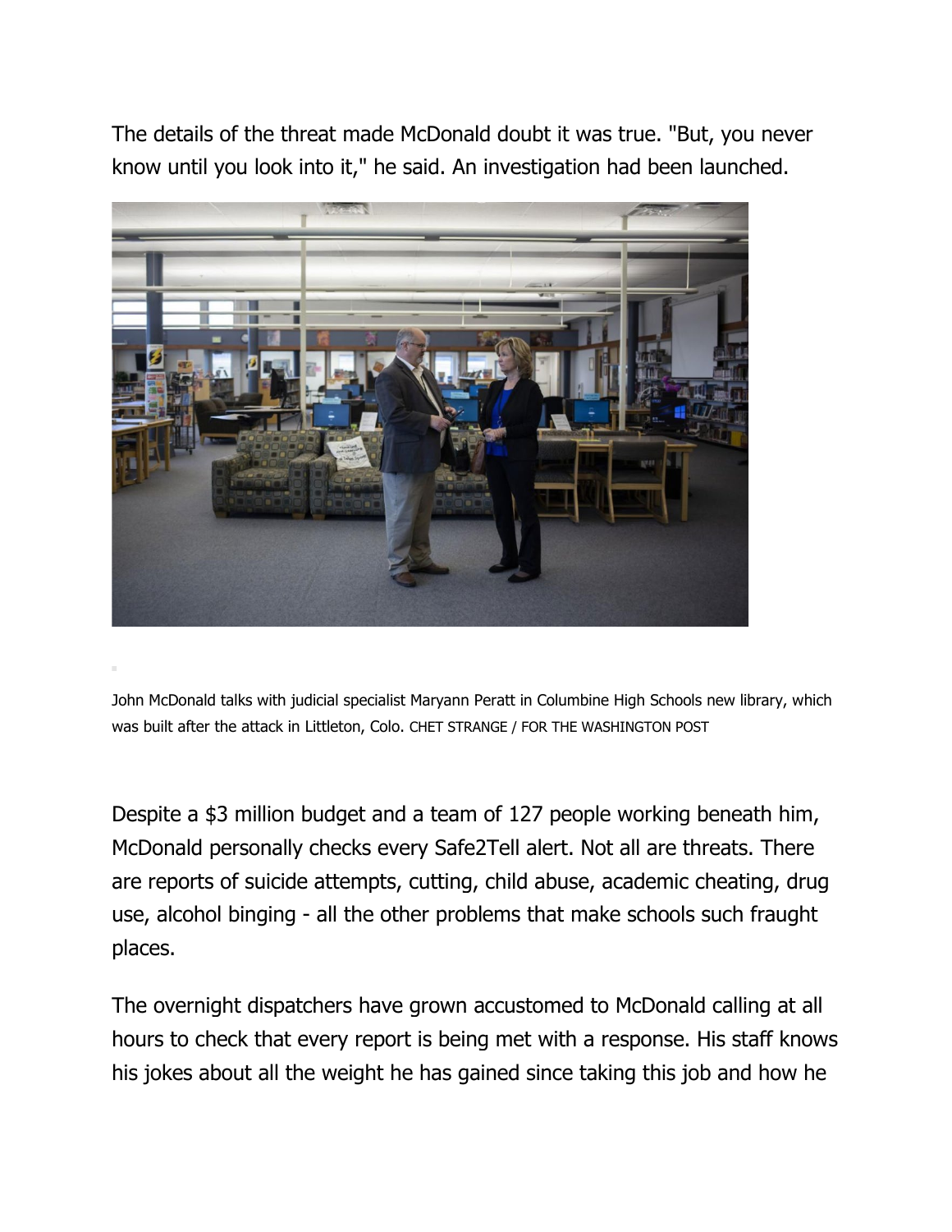The details of the threat made McDonald doubt it was true. "But, you never know until you look into it," he said. An investigation had been launched.

John McDonald talks with judicial specialist Maryann Peratt in Columbine High Schools new library, which was built after the attack in Littleton, Colo. CHET STRANGE / FOR THE WASHINGTON POST

Despite a $3 million budget and a team of 127 people working beneath him, McDonald personally checks every Safe2Tell alert. Not all are threats. There are reports of suicide attempts, cutting, child abuse, academic cheating, drug use, alcohol binging - all the other problems that make schools such fraught places.

The overnight dispatchers have grown accustomed to McDonald calling at all hours to check that every report is being met with a response. His staff knows his jokes about all the weight he has gained since taking this job and how he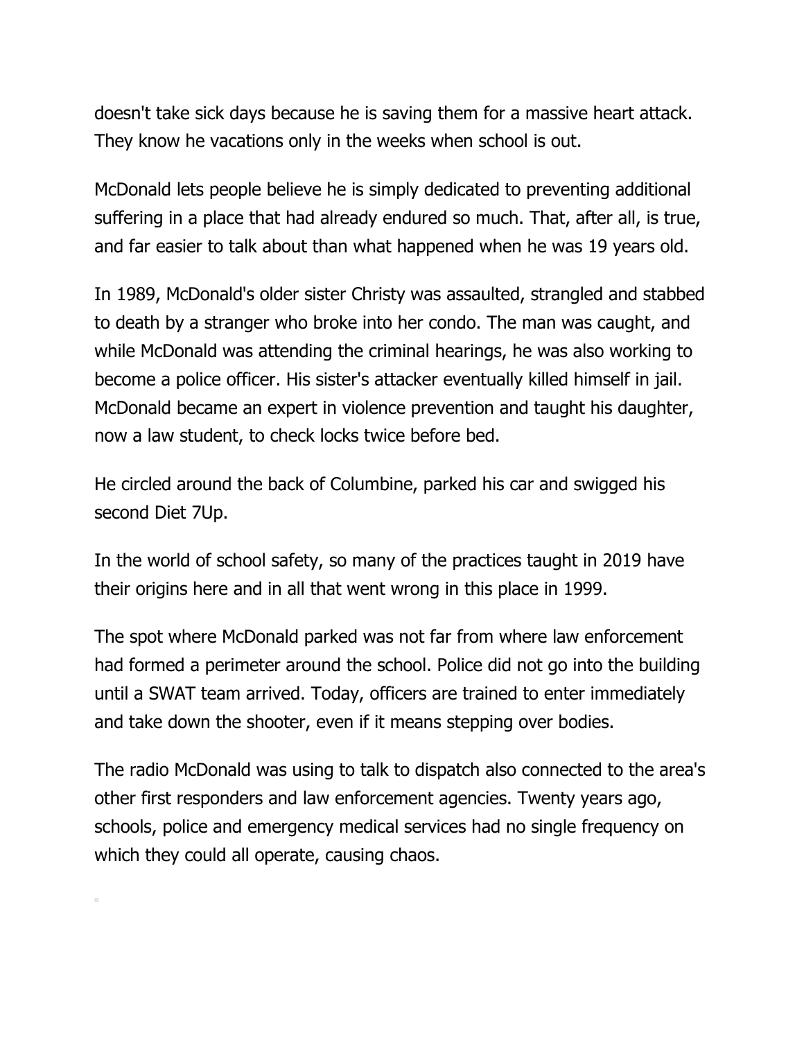doesn't take sick days because he is saving them for a massive heart attack. They know he vacations only in the weeks when school is out.

McDonald lets people believe he is simply dedicated to preventing additional suffering in a place that had already endured so much. That, after all, is true, and far easier to talk about than what happened when he was 19 years old.

In 1989, McDonald's older sister Christy was assaulted, strangled and stabbed to death by a stranger who broke into her condo. The man was caught, and while McDonald was attending the criminal hearings, he was also working to become a police officer. His sister's attacker eventually killed himself in jail. McDonald became an expert in violence prevention and taught his daughter, now a law student, to check locks twice before bed.

He circled around the back of Columbine, parked his car and swigged his second Diet 7Up.

In the world of school safety, so many of the practices taught in 2019 have their origins here and in all that went wrong in this place in 1999.

The spot where McDonald parked was not far from where law enforcement had formed a perimeter around the school. Police did not go into the building until a SWAT team arrived. Today, officers are trained to enter immediately and take down the shooter, even if it means stepping over bodies.

The radio McDonald was using to talk to dispatch also connected to the area's other first responders and law enforcement agencies. Twenty years ago, schools, police and emergency medical services had no single frequency on which they could all operate, causing chaos.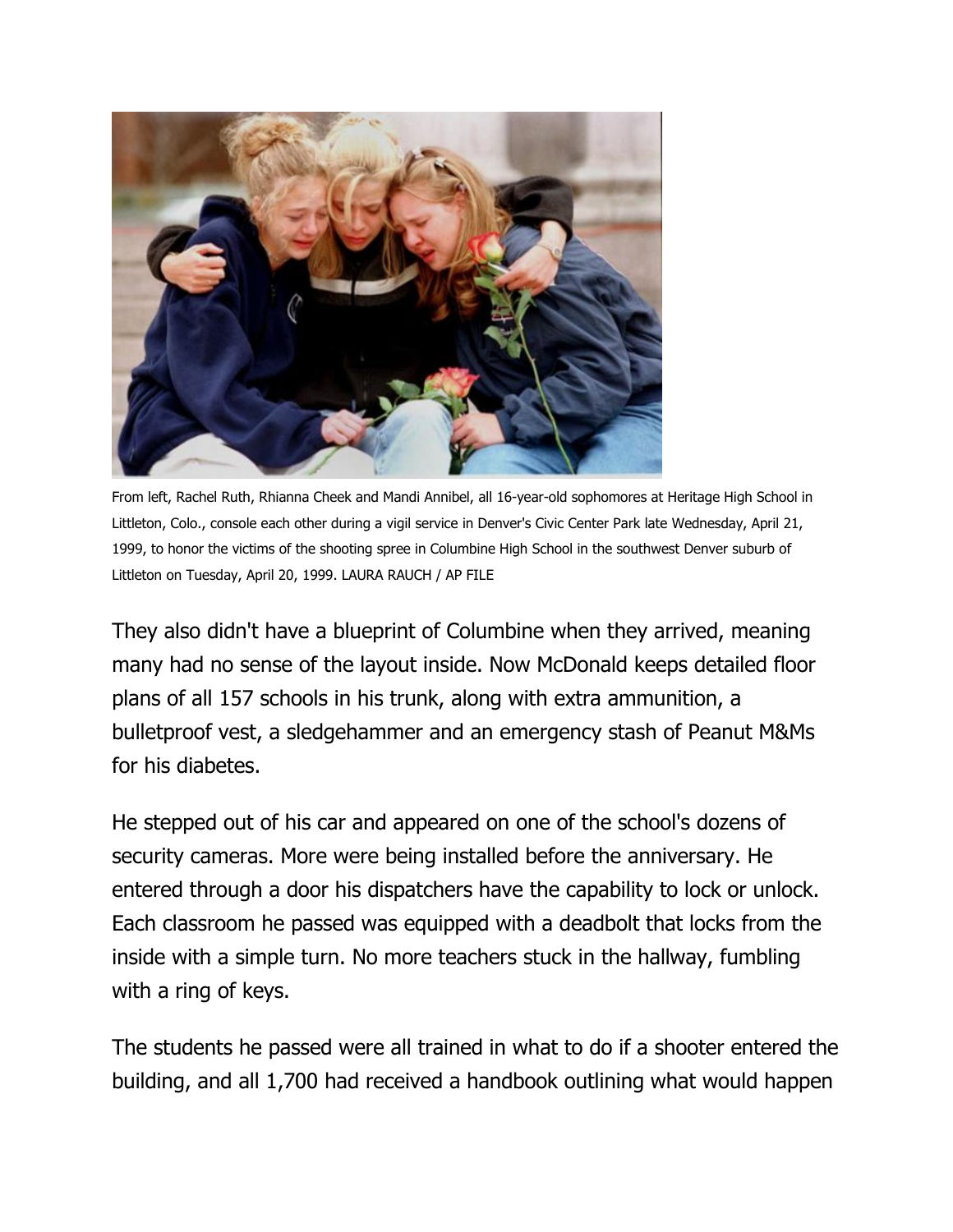From left, Rachel Ruth, Rhianna Cheek and Mandi Annibel, all 16-year-old sophomores at Heritage High School in Littleton, Colo., console each other during a vigil service in Denver's Civic Center Park late Wednesday, April 21, 1999, to honor the victims of the shooting spree in Columbine High School in the southwest Denver suburb of Littleton on Tuesday, April 20, 1999. LAURA RAUCH / AP FILE

They also didn't have a blueprint of Columbine when they arrived, meaning many had no sense of the layout inside. Now McDonald keeps detailed floor plans of all 157 schools in his trunk, along with extra ammunition, a bulletproof vest, a sledgehammer and an emergency stash of Peanut M&Ms for his diabetes.

He stepped out of his car and appeared on one of the school's dozens of security cameras. More were being installed before the anniversary. He entered through a door his dispatchers have the capability to lock or unlock. Each classroom he passed was equipped with a deadbolt that locks from the inside with a simple turn. No more teachers stuck in the hallway, fumbling with a ring of keys.

The students he passed were all trained in what to do if a shooter entered the building, and all 1,700 had received a handbook outlining what would happen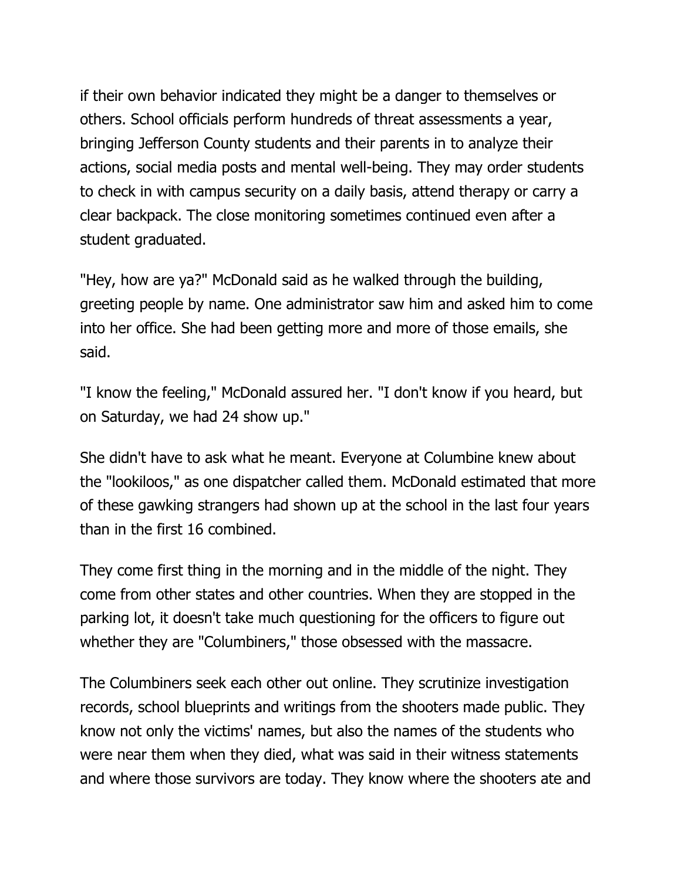if their own behavior indicated they might be a danger to themselves or others. School officials perform hundreds of threat assessments a year, bringing Jefferson County students and their parents in to analyze their actions, social media posts and mental well-being. They may order students to check in with campus security on a daily basis, attend therapy or carry a clear backpack. The close monitoring sometimes continued even after a student graduated.

"Hey, how are ya?" McDonald said as he walked through the building, greeting people by name. One administrator saw him and asked him to come into her office. She had been getting more and more of those emails, she said.

"I know the feeling," McDonald assured her. "I don't know if you heard, but on Saturday, we had 24 show up."

She didn't have to ask what he meant. Everyone at Columbine knew about the "lookiloos," as one dispatcher called them. McDonald estimated that more of these gawking strangers had shown up at the school in the last four years than in the first 16 combined.

They come first thing in the morning and in the middle of the night. They come from other states and other countries. When they are stopped in the parking lot, it doesn't take much questioning for the officers to figure out whether they are "Columbiners," those obsessed with the massacre.

The Columbiners seek each other out online. They scrutinize investigation records, school blueprints and writings from the shooters made public. They know not only the victims' names, but also the names of the students who were near them when they died, what was said in their witness statements and where those survivors are today. They know where the shooters ate and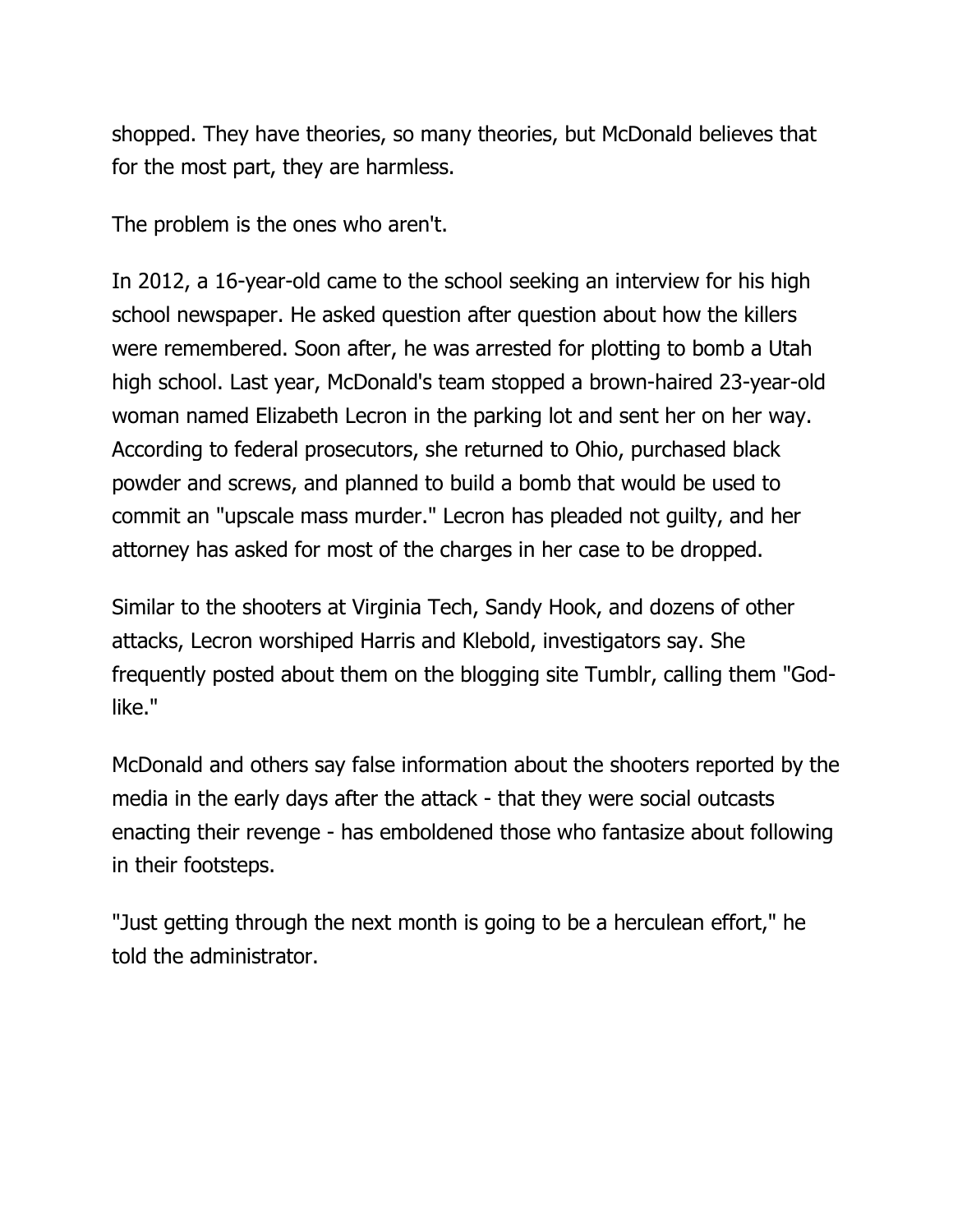shopped. They have theories, so many theories, but McDonald believes that for the most part, they are harmless.

The problem is the ones who aren't.

In 2012, a 16-year-old came to the school seeking an interview for his high school newspaper. He asked question after question about how the killers were remembered. Soon after, he was arrested for plotting to bomb a Utah high school. Last year, McDonald's team stopped a brown-haired 23-year-old woman named Elizabeth Lecron in the parking lot and sent her on her way. According to federal prosecutors, she returned to Ohio, purchased black powder and screws, and planned to build a bomb that would be used to commit an "upscale mass murder." Lecron has pleaded not guilty, and her attorney has asked for most of the charges in her case to be dropped.

Similar to the shooters at Virginia Tech, Sandy Hook, and dozens of other attacks, Lecron worshiped Harris and Klebold, investigators say. She frequently posted about them on the blogging site Tumblr, calling them "God-like."

McDonald and others say false information about the shooters reported by the media in the early days after the attack - that they were social outcasts enacting their revenge - has emboldened those who fantasize about following in their footsteps.

"Just getting through the next month is going to be a herculean effort," he told the administrator.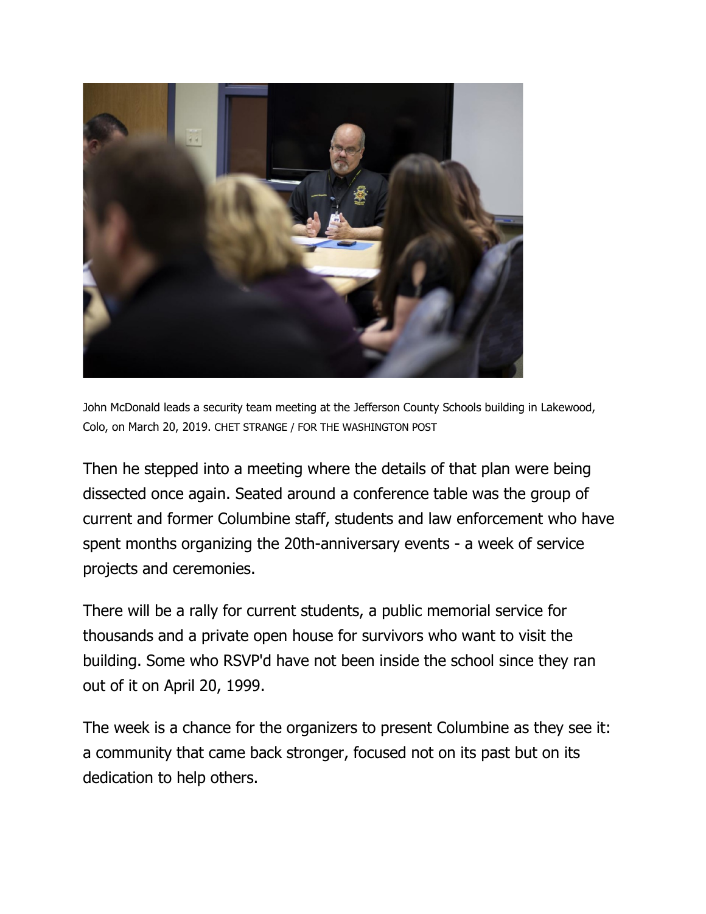John McDonald leads a security team meeting at the Jefferson County Schools building in Lakewood, Colo, on March 20, 2019. CHET STRANGE / FOR THE WASHINGTON POST

Then he stepped into a meeting where the details of that plan were being dissected once again. Seated around a conference table was the group of current and former Columbine staff, students and law enforcement who have spent months organizing the 20th-anniversary events - a week of service projects and ceremonies.

There will be a rally for current students, a public memorial service for thousands and a private open house for survivors who want to visit the building. Some who RSVP'd have not been inside the school since they ran out of it on April 20, 1999.

The week is a chance for the organizers to present Columbine as they see it: a community that came back stronger, focused not on its past but on its dedication to help others.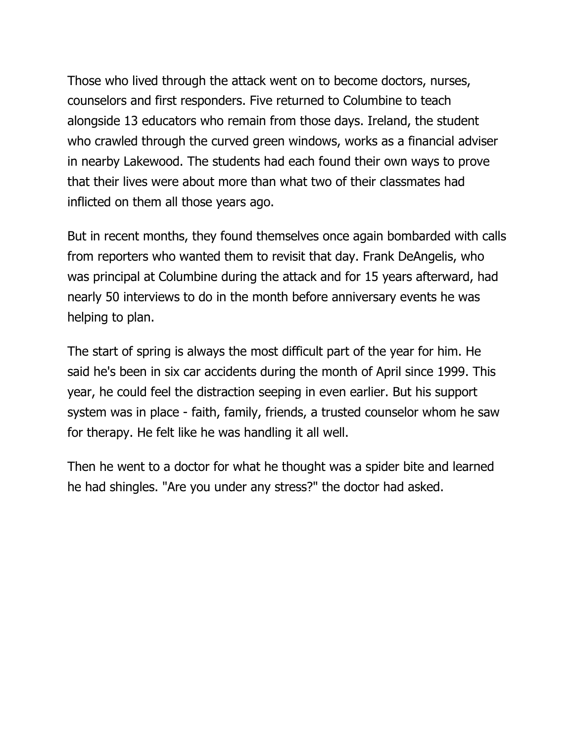Those who lived through the attack went on to become doctors, nurses, counselors and first responders. Five returned to Columbine to teach alongside 13 educators who remain from those days. Ireland, the student who crawled through the curved green windows, works as a financial adviser in nearby Lakewood. The students had each found their own ways to prove that their lives were about more than what two of their classmates had inflicted on them all those years ago.

But in recent months, they found themselves once again bombarded with calls from reporters who wanted them to revisit that day. Frank DeAngelis, who was principal at Columbine during the attack and for 15 years afterward, had nearly 50 interviews to do in the month before anniversary events he was helping to plan.

The start of spring is always the most difficult part of the year for him. He said he's been in six car accidents during the month of April since 1999. This year, he could feel the distraction seeping in even earlier. But his support system was in place - faith, family, friends, a trusted counselor whom he saw for therapy. He felt like he was handling it all well.

Then he went to a doctor for what he thought was a spider bite and learned he had shingles. "Are you under any stress?" the doctor had asked.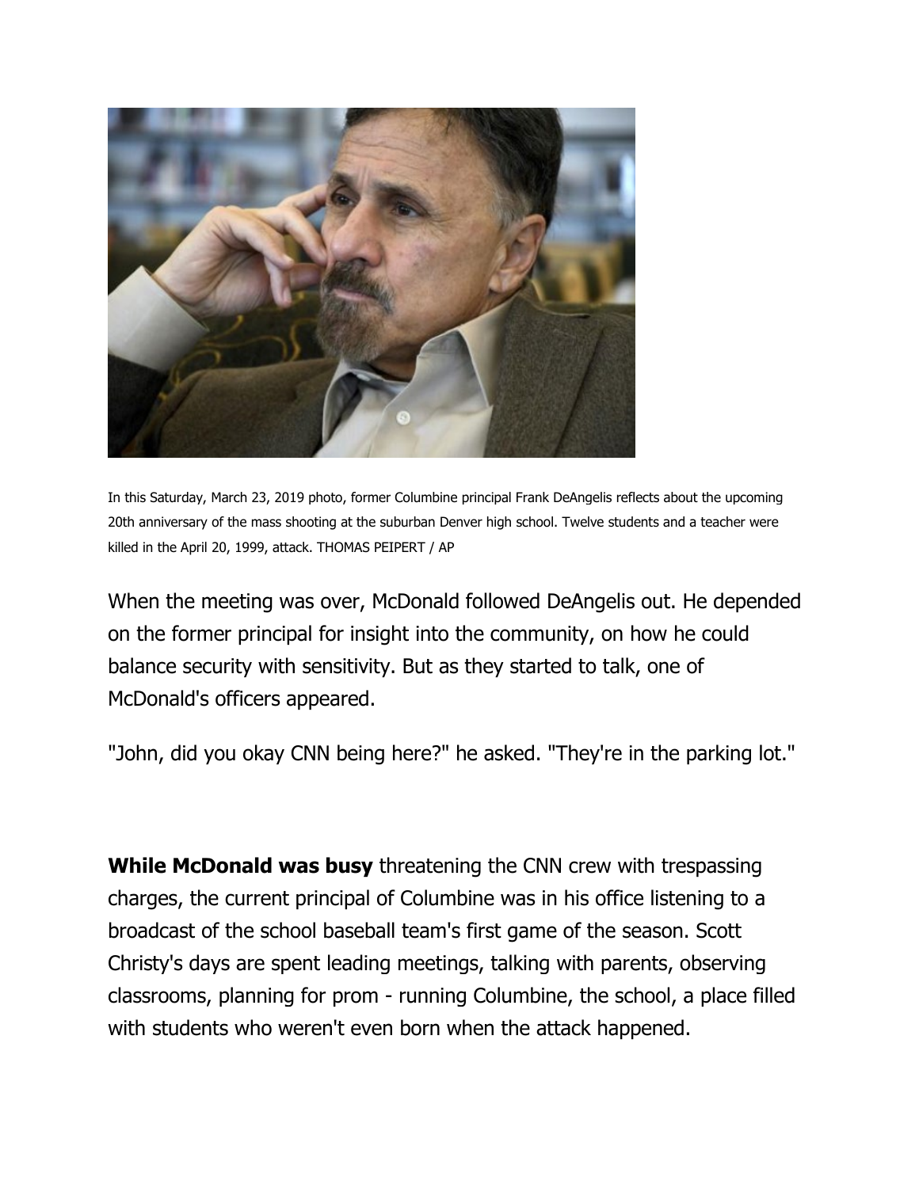In this Saturday, March 23, 2019 photo, former Columbine principal Frank DeAngelis reflects about the upcoming 20th anniversary of the mass shooting at the suburban Denver high school. Twelve students and a teacher were killed in the April 20, 1999, attack. THOMAS PEIPERT / AP

When the meeting was over, McDonald followed DeAngelis out. He depended on the former principal for insight into the community, on how he could balance security with sensitivity. But as they started to talk, one of McDonald's officers appeared.

"John, did you okay CNN being here?" he asked. "They're in the parking lot."

**While McDonald was busy** threatening the CNN crew with trespassing charges, the current principal of Columbine was in his office listening to a broadcast of the school baseball team's first game of the season. Scott Christy's days are spent leading meetings, talking with parents, observing classrooms, planning for prom - running Columbine, the school, a place filled with students who weren't even born when the attack happened.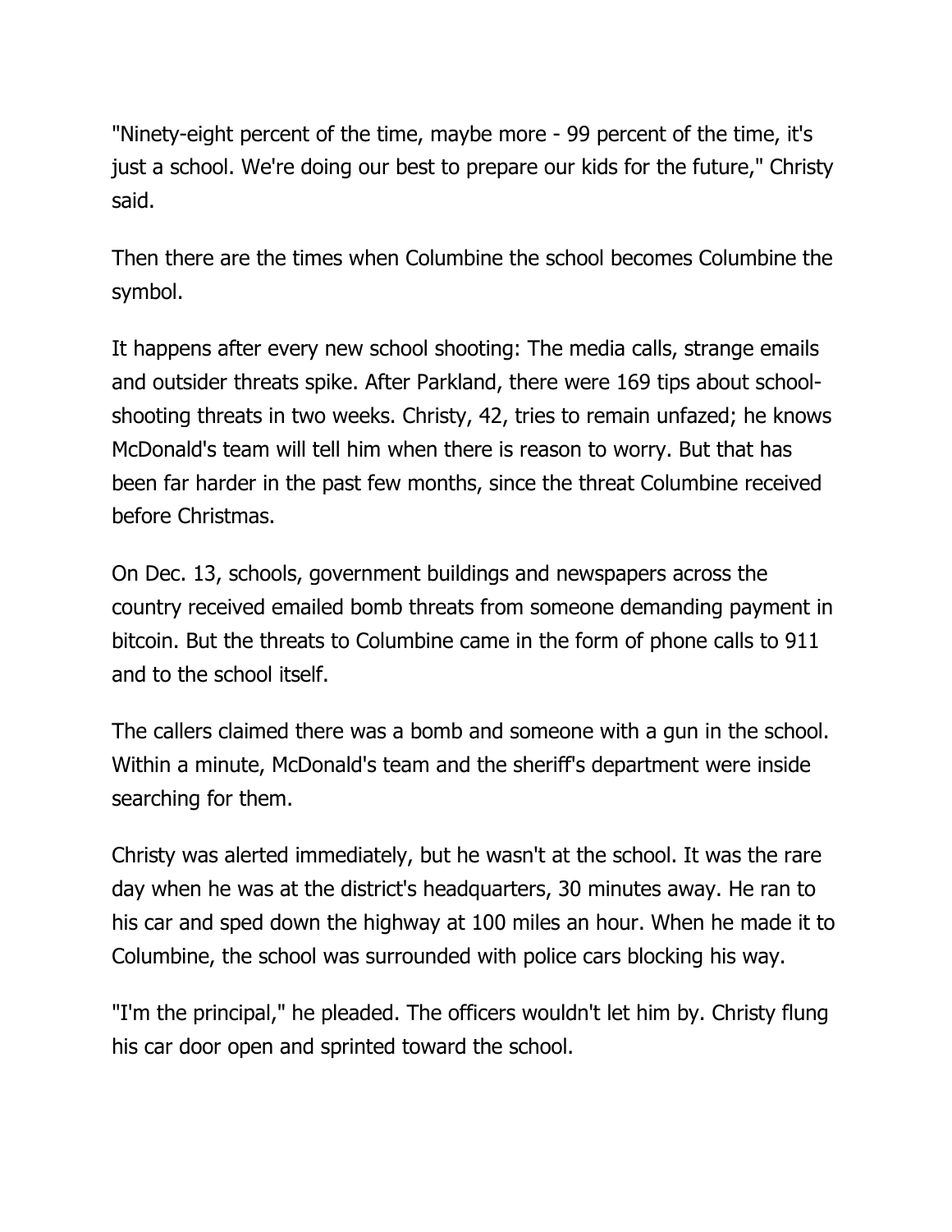"Ninety-eight percent of the time, maybe more - 99 percent of the time, it's just a school. We're doing our best to prepare our kids for the future," Christy said.

Then there are the times when Columbine the school becomes Columbine the symbol.

It happens after every new school shooting: The media calls, strange emails and outsider threats spike. After Parkland, there were 169 tips about school-shooting threats in two weeks. Christy, 42, tries to remain unfazed; he knows McDonald's team will tell him when there is reason to worry. But that has been far harder in the past few months, since the threat Columbine received before Christmas.

On Dec. 13, schools, government buildings and newspapers across the country received emailed bomb threats from someone demanding payment in bitcoin. But the threats to Columbine came in the form of phone calls to 911 and to the school itself.

The callers claimed there was a bomb and someone with a gun in the school. Within a minute, McDonald's team and the sheriff's department were inside searching for them.

Christy was alerted immediately, but he wasn't at the school. It was the rare day when he was at the district's headquarters, 30 minutes away. He ran to his car and sped down the highway at 100 miles an hour. When he made it to Columbine, the school was surrounded with police cars blocking his way.

"I'm the principal," he pleaded. The officers wouldn't let him by. Christy flung his car door open and sprinted toward the school.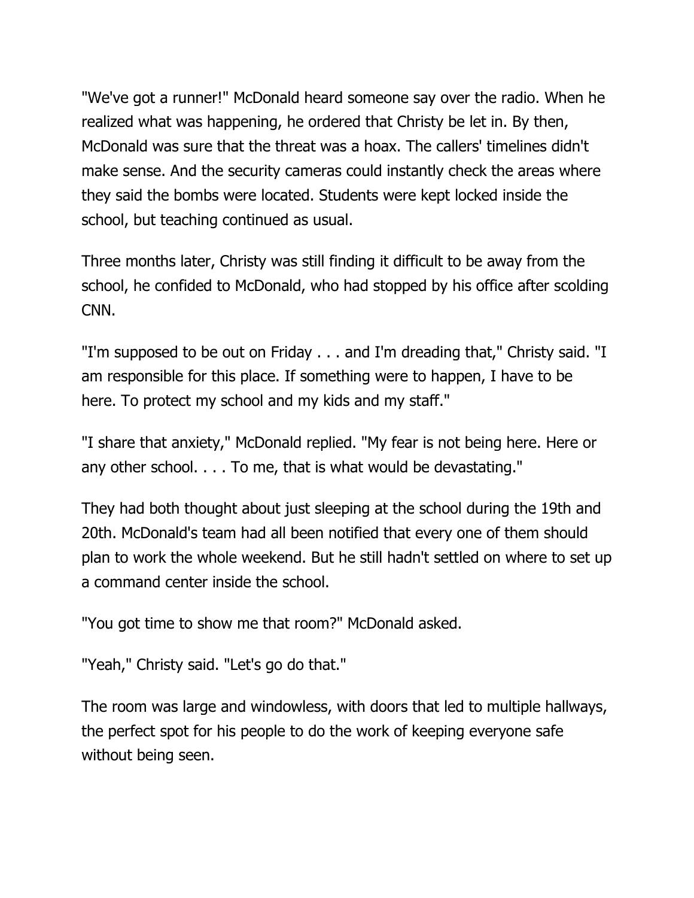"We've got a runner!" McDonald heard someone say over the radio. When he realized what was happening, he ordered that Christy be let in. By then, McDonald was sure that the threat was a hoax. The callers' timelines didn't make sense. And the security cameras could instantly check the areas where they said the bombs were located. Students were kept locked inside the school, but teaching continued as usual.

Three months later, Christy was still finding it difficult to be away from the school, he confided to McDonald, who had stopped by his office after scolding CNN.

"I'm supposed to be out on Friday . . . and I'm dreading that," Christy said. "I am responsible for this place. If something were to happen, I have to be here. To protect my school and my kids and my staff."

"I share that anxiety," McDonald replied. "My fear is not being here. Here or any other school. . . . To me, that is what would be devastating."

They had both thought about just sleeping at the school during the 19th and 20th. McDonald's team had all been notified that every one of them should plan to work the whole weekend. But he still hadn't settled on where to set up a command center inside the school.

"You got time to show me that room?" McDonald asked.

"Yeah," Christy said. "Let's go do that."

The room was large and windowless, with doors that led to multiple hallways, the perfect spot for his people to do the work of keeping everyone safe without being seen.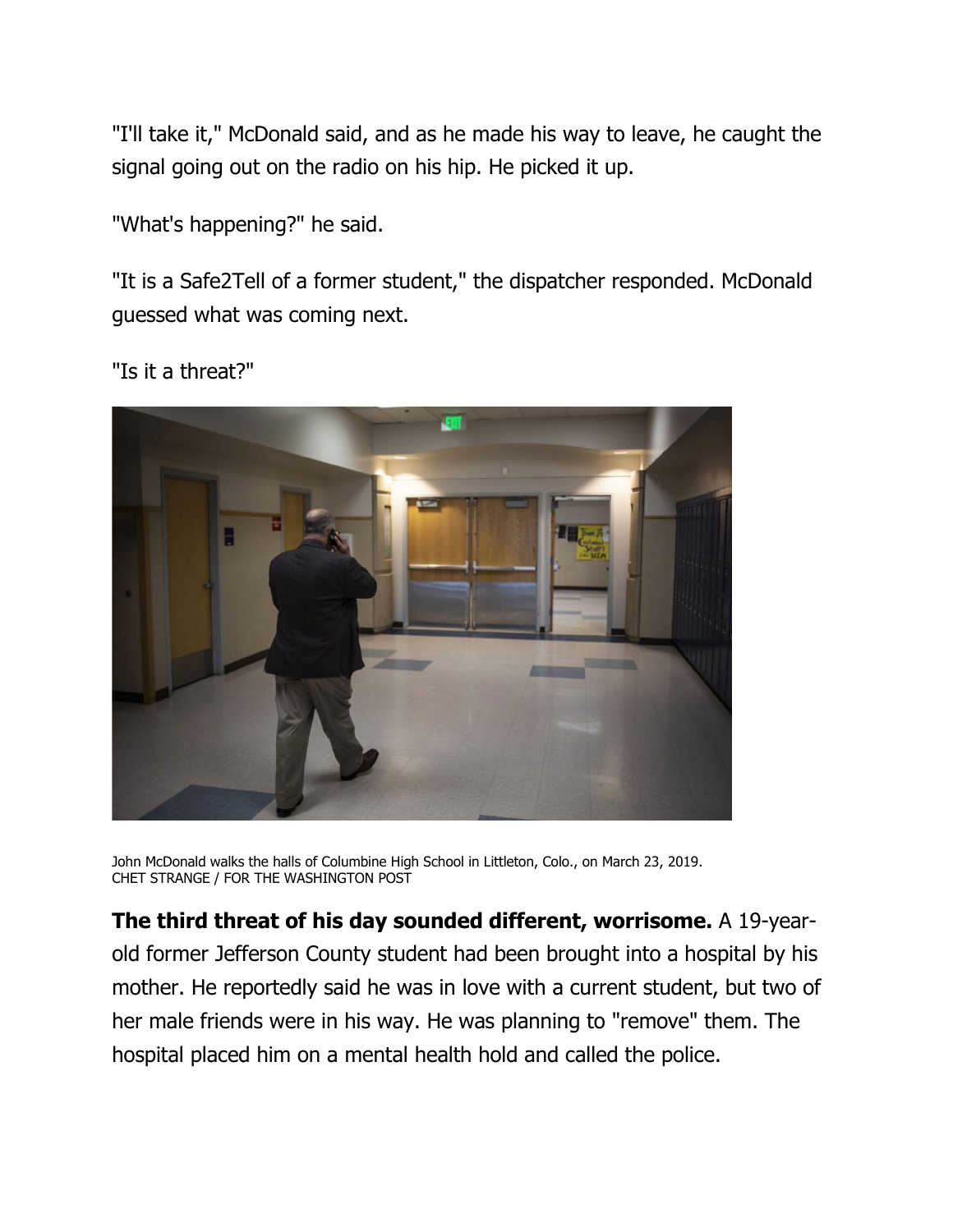"I'll take it," McDonald said, and as he made his way to leave, he caught the signal going out on the radio on his hip. He picked it up.

"What's happening?" he said.

"It is a Safe2Tell of a former student," the dispatcher responded. McDonald guessed what was coming next.

"Is it a threat?"

John McDonald walks the halls of Columbine High School in Littleton, Colo., on March 23, 2019.
CHET STRANGE / FOR THE WASHINGTON POST

**The third threat of his day sounded different, worrisome.** A 19-year-old former Jefferson County student had been brought into a hospital by his mother. He reportedly said he was in love with a current student, but two of her male friends were in his way. He was planning to "remove" them. The hospital placed him on a mental health hold and called the police.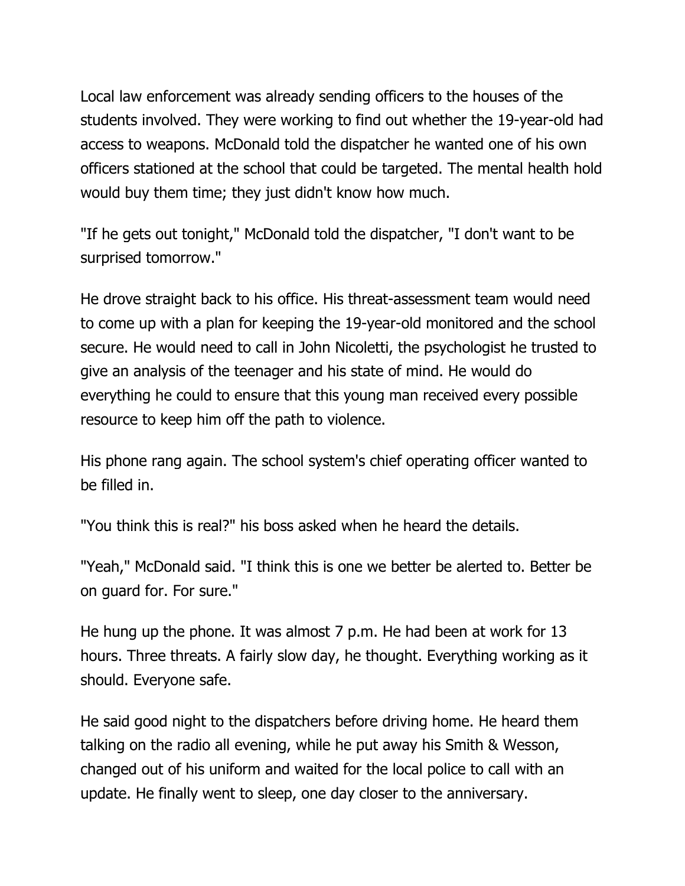Local law enforcement was already sending officers to the houses of the students involved. They were working to find out whether the 19-year-old had access to weapons. McDonald told the dispatcher he wanted one of his own officers stationed at the school that could be targeted. The mental health hold would buy them time; they just didn't know how much.

"If he gets out tonight," McDonald told the dispatcher, "I don't want to be surprised tomorrow."

He drove straight back to his office. His threat-assessment team would need to come up with a plan for keeping the 19-year-old monitored and the school secure. He would need to call in John Nicoletti, the psychologist he trusted to give an analysis of the teenager and his state of mind. He would do everything he could to ensure that this young man received every possible resource to keep him off the path to violence.

His phone rang again. The school system's chief operating officer wanted to be filled in.

"You think this is real?" his boss asked when he heard the details.

"Yeah," McDonald said. "I think this is one we better be alerted to. Better be on guard for. For sure."

He hung up the phone. It was almost 7 p.m. He had been at work for 13 hours. Three threats. A fairly slow day, he thought. Everything working as it should. Everyone safe.

He said good night to the dispatchers before driving home. He heard them talking on the radio all evening, while he put away his Smith & Wesson, changed out of his uniform and waited for the local police to call with an update. He finally went to sleep, one day closer to the anniversary.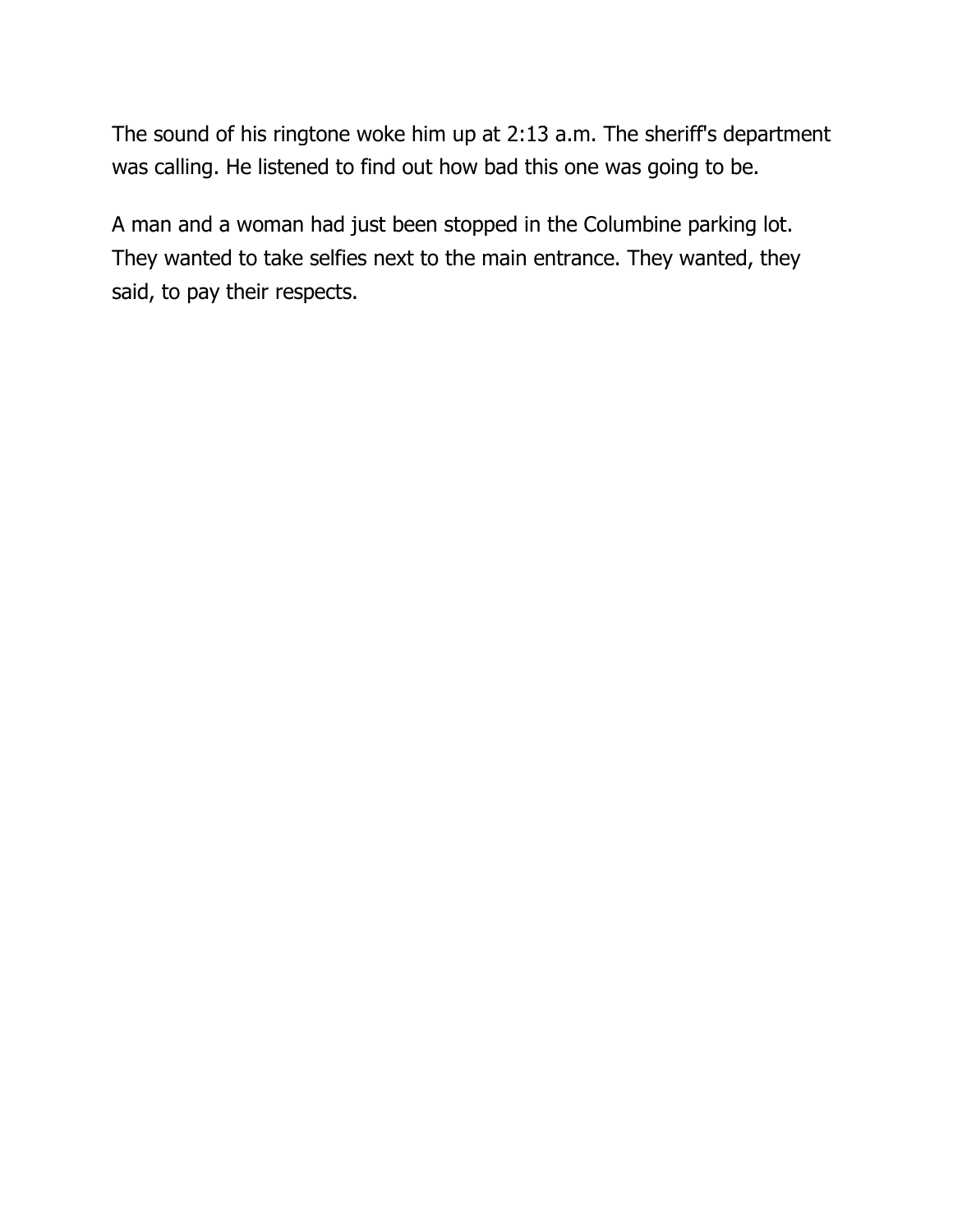The sound of his ringtone woke him up at 2:13 a.m. The sheriff's department was calling. He listened to find out how bad this one was going to be.

A man and a woman had just been stopped in the Columbine parking lot. They wanted to take selfies next to the main entrance. They wanted, they said, to pay their respects.